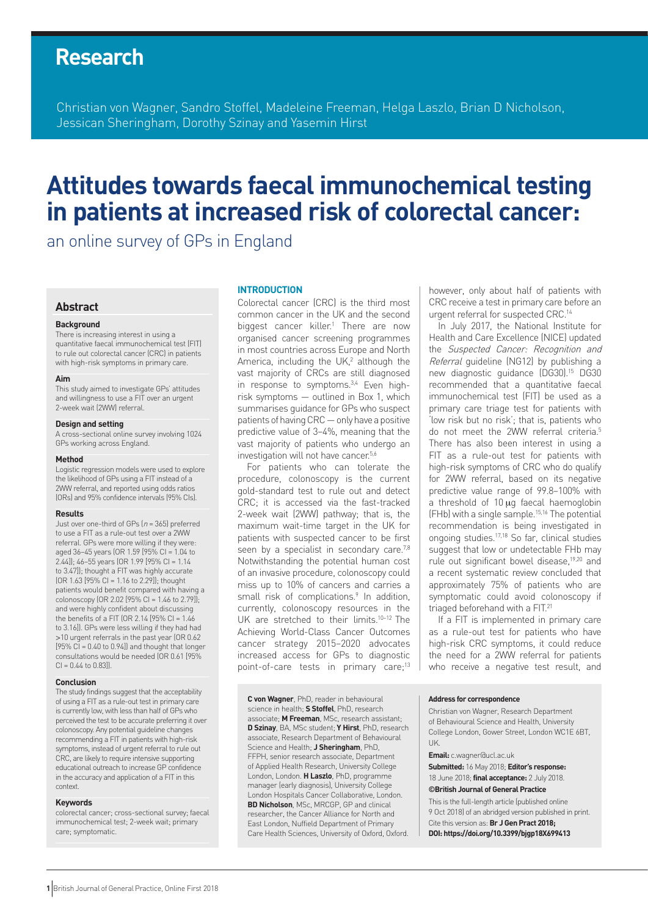# Research

Christian von Wagner, Sandro Stoffel, Madeleine Freeman, Helga Laszlo, Brian D Nicholson, Jessican Sheringham, Dorothy Szinay and Yasemin Hirst

# Attitudes towards faecal immunochemical testing in patients at increased risk of colorectal cancer:

an online survey of GPs in England

## Abstract

### Background

There is increasing interest in using a quantitative faecal immunochemical test (FIT) to rule out colorectal cancer (CRC) in patients with high-risk symptoms in primary care.

### Aim

This study aimed to investigate GPs' attitudes and willingness to use a FIT over an urgent 2-week wait (2WW) referral.

### Design and setting

A cross-sectional online survey involving 1024 GPs working across England.

### Method

Logistic regression models were used to explore the likelihood of GPs using a FIT instead of a 2WW referral, and reported using odds ratios (ORs) and 95% confidence intervals (95% CIs).

### Results

Just over one-third of GPs ($n = 365$) preferred to use a FIT as a rule-out test over a 2WW referral. GPs were more willing if they were: aged 36–45 years (OR 1.59 [95% CI = 1.04 to 2.44]); 46–55 years (OR 1.99 [95% CI = 1.14 to 3.47]); thought a FIT was highly accurate (OR 1.63 [95% CI = 1.16 to 2.29]); thought patients would benefit compared with having a colonoscopy (OR 2.02 [95% CI = 1.46 to 2.79]); and were highly confident about discussing the benefits of a FIT (OR 2.14 [95% CI = 1.46 to 3.16]). GPs were less willing if they had had >10 urgent referrals in the past year (OR 0.62 [95% CI = 0.40 to 0.94]) and thought that longer consultations would be needed (OR 0.61 [95% CI = 0.44 to 0.83]).

### Conclusion

The study findings suggest that the acceptability of using a FIT as a rule-out test in primary care is currently low, with less than half of GPs who perceived the test to be accurate preferring it over colonoscopy. Any potential guideline changes recommending a FIT in patients with high-risk symptoms, instead of urgent referral to rule out CRC, are likely to require intensive supporting educational outreach to increase GP confidence in the accuracy and application of a FIT in this context.

### Keywords

colorectal cancer; cross-sectional survey; faecal immunochemical test; 2-week wait; primary care; symptomatic.

## INTRODUCTION

Colorectal cancer (CRC) is the third most common cancer in the UK and the second biggest cancer killer.[1] There are now organised cancer screening programmes in most countries across Europe and North America, including the UK,[2] although the vast majority of CRCs are still diagnosed in response to symptoms.[3,4] Even high-risk symptoms — outlined in Box 1, which summarises guidance for GPs who suspect patients of having CRC — only have a positive predictive value of 3–4%, meaning that the vast majority of patients who undergo an investigation will not have cancer.[5,6]

For patients who can tolerate the procedure, colonoscopy is the current gold-standard test to rule out and detect CRC; it is accessed via the fast-tracked 2-week wait (2WW) pathway; that is, the maximum wait-time target in the UK for patients with suspected cancer to be first seen by a specialist in secondary care.[7,8] Notwithstanding the potential human cost of an invasive procedure, colonoscopy could miss up to 10% of cancers and carries a small risk of complications.[9] In addition, currently, colonoscopy resources in the UK are stretched to their limits.[10–12] The Achieving World-Class Cancer Outcomes cancer strategy 2015–2020 advocates increased access for GPs to diagnostic point-of-care tests in primary care;[13] however, only about half of patients with CRC receive a test in primary care before an urgent referral for suspected CRC.[14]

In July 2017, the National Institute for Health and Care Excellence (NICE) updated the *Suspected Cancer: Recognition and Referral* guideline (NG12) by publishing a new diagnostic guidance (DG30).[15] DG30 recommended that a quantitative faecal immunochemical test (FIT) be used as a primary care triage test for patients with 'low risk but no risk'; that is, patients who do not meet the 2WW referral criteria.[5] There has also been interest in using a FIT as a rule-out test for patients with high-risk symptoms of CRC who do qualify for 2WW referral, based on its negative predictive value range of 99.8–100% with a threshold of 10 μg faecal haemoglobin (FHb) with a single sample.[15,16] The potential recommendation is being investigated in ongoing studies.[17,18] So far, clinical studies suggest that low or undetectable FHb may rule out significant bowel disease,[19,20] and a recent systematic review concluded that approximately 75% of patients who are symptomatic could avoid colonoscopy if triaged beforehand with a FIT.[21]

If a FIT is implemented in primary care as a rule-out test for patients who have high-risk CRC symptoms, it could reduce the need for a 2WW referral for patients who receive a negative test result, and

**C von Wagner**, PhD, reader in behavioural science in health; **S Stoffel**, PhD, research associate; **M Freeman**, MSc, research assistant; **D Szinay**, BA, MSc student; **Y Hirst**, PhD, research associate, Research Department of Behavioural Science and Health; **J Sheringham**, PhD, FFPH, senior research associate, Department of Applied Health Research, University College London, London. **H Laszlo**, PhD, programme manager (early diagnosis), University College London Hospitals Cancer Collaborative, London. **BD Nicholson**, MSc, MRCGP, GP and clinical researcher, the Cancer Alliance for North and East London, Nuffield Department of Primary Care Health Sciences, University of Oxford, Oxford.

**Address for correspondence**

Christian von Wagner, Research Department of Behavioural Science and Health, University College London, Gower Street, London WC1E 6BT, UK.

**Email:** c.wagner@ucl.ac.uk

**Submitted:** 16 May 2018; **Editor's response:** 18 June 2018; **final acceptance:** 2 July 2018.

**©British Journal of General Practice**

This is the full-length article (published online 9 Oct 2018) of an abridged version published in print. Cite this version as: **Br J Gen Pract 2018; DOI: https://doi.org/10.3399/bjgp18X699413**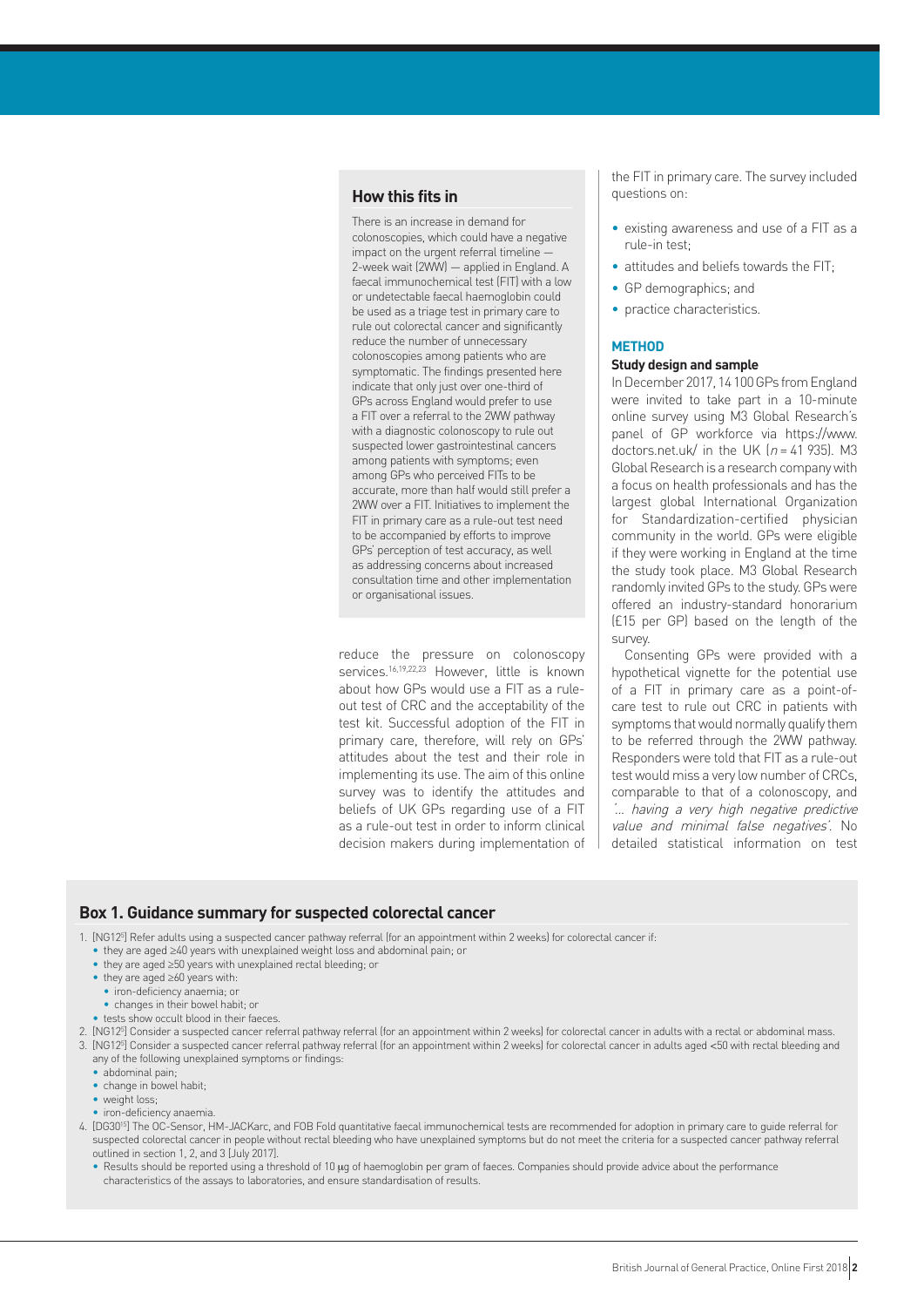## How this fits in

There is an increase in demand for colonoscopies, which could have a negative impact on the urgent referral timeline — 2-week wait (2WW) — applied in England. A faecal immunochemical test (FIT) with a low or undetectable faecal haemoglobin could be used as a triage test in primary care to rule out colorectal cancer and significantly reduce the number of unnecessary colonoscopies among patients who are symptomatic. The findings presented here indicate that only just over one-third of GPs across England would prefer to use a FIT over a referral to the 2WW pathway with a diagnostic colonoscopy to rule out suspected lower gastrointestinal cancers among patients with symptoms; even among GPs who perceived FITs to be accurate, more than half would still prefer a 2WW over a FIT. Initiatives to implement the FIT in primary care as a rule-out test need to be accompanied by efforts to improve GPs' perception of test accuracy, as well as addressing concerns about increased consultation time and other implementation or organisational issues.

reduce the pressure on colonoscopy services.[16,19,22,23] However, little is known about how GPs would use a FIT as a rule-out test of CRC and the acceptability of the test kit. Successful adoption of the FIT in primary care, therefore, will rely on GPs' attitudes about the test and their role in implementing its use. The aim of this online survey was to identify the attitudes and beliefs of UK GPs regarding use of a FIT as a rule-out test in order to inform clinical decision makers during implementation of the FIT in primary care. The survey included questions on:

- existing awareness and use of a FIT as a rule-in test;
- attitudes and beliefs towards the FIT;
- GP demographics; and
- practice characteristics.

## METHOD

### Study design and sample

In December 2017, 14 100 GPs from England were invited to take part in a 10-minute online survey using M3 Global Research's panel of GP workforce via https://www.doctors.net.uk/ in the UK ($n$ = 41 935). M3 Global Research is a research company with a focus on health professionals and has the largest global International Organization for Standardization-certified physician community in the world. GPs were eligible if they were working in England at the time the study took place. M3 Global Research randomly invited GPs to the study. GPs were offered an industry-standard honorarium (£15 per GP) based on the length of the survey.

Consenting GPs were provided with a hypothetical vignette for the potential use of a FIT in primary care as a point-of-care test to rule out CRC in patients with symptoms that would normally qualify them to be referred through the 2WW pathway. Responders were told that FIT as a rule-out test would miss a very low number of CRCs, comparable to that of a colonoscopy, and *'… having a very high negative predictive value and minimal false negatives'*. No detailed statistical information on test

## Box 1. Guidance summary for suspected colorectal cancer

1. [NG12[5]] Refer adults using a suspected cancer pathway referral (for an appointment within 2 weeks) for colorectal cancer if:
   - they are aged ≥40 years with unexplained weight loss and abdominal pain; or
   - they are aged ≥50 years with unexplained rectal bleeding; or
   - they are aged ≥60 years with:
     - iron-deficiency anaemia; or
     - changes in their bowel habit; or
   - tests show occult blood in their faeces.
2. [NG12[5]] Consider a suspected cancer referral pathway referral (for an appointment within 2 weeks) for colorectal cancer in adults with a rectal or abdominal mass.
3. [NG12[5]] Consider a suspected cancer referral pathway referral (for an appointment within 2 weeks) for colorectal cancer in adults aged <50 with rectal bleeding and any of the following unexplained symptoms or findings:
   - abdominal pain;
   - change in bowel habit;
   - weight loss;
   - iron-deficiency anaemia.
4. [DG30[15]] The OC-Sensor, HM-JACKarc, and FOB Fold quantitative faecal immunochemical tests are recommended for adoption in primary care to guide referral for suspected colorectal cancer in people without rectal bleeding who have unexplained symptoms but do not meet the criteria for a suspected cancer pathway referral outlined in section 1, 2, and 3 [July 2017].
   - Results should be reported using a threshold of 10 μg of haemoglobin per gram of faeces. Companies should provide advice about the performance characteristics of the assays to laboratories, and ensure standardisation of results.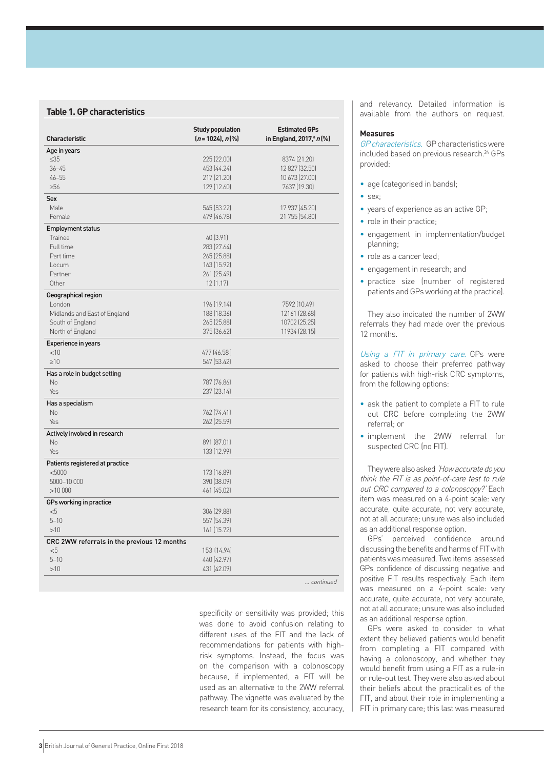**Table 1. GP characteristics**

| Characteristic | Study population (*n* = 1024), *n* (%) | Estimated GPs in England, 2017,[a] *n* (%) |
|---|---|---|
| **Age in years** | | |
| ≤35 | 225 (22.00) | 8374 (21.20) |
| 36–45 | 453 (44.24) | 12 827 (32.50) |
| 46–55 | 217 (21.20) | 10 673 (27.00) |
| ≥56 | 129 (12.60) | 7637 (19.30) |
| **Sex** | | |
| Male | 545 (53.22) | 17 937 (45.20) |
| Female | 479 (46.78) | 21 755 (54.80) |
| **Employment status** | | |
| Trainee | 40 (3.91) | |
| Full time | 283 (27.64) | |
| Part time | 265 (25.88) | |
| Locum | 163 (15.92) | |
| Partner | 261 (25.49) | |
| Other | 12 (1.17) | |
| **Geographical region** | | |
| London | 196 (19.14) | 7592 (10.49) |
| Midlands and East of England | 188 (18.36) | 12161 (28.68) |
| South of England | 265 (25.88) | 10702 (25.25) |
| North of England | 375 (36.62) | 11934 (28.15) |
| **Experience in years** | | |
| <10 | 477 (46.58) | |
| ≥10 | 547 (53.42) | |
| **Has a role in budget setting** | | |
| No | 787 (76.86) | |
| Yes | 237 (23.14) | |
| **Has a specialism** | | |
| No | 762 (74.41) | |
| Yes | 262 (25.59) | |
| **Actively involved in research** | | |
| No | 891 (87.01) | |
| Yes | 133 (12.99) | |
| **Patients registered at practice** | | |
| <5000 | 173 (16.89) | |
| 5000–10 000 | 390 (38.09) | |
| >10 000 | 461 (45.02) | |
| **GPs working in practice** | | |
| <5 | 306 (29.88) | |
| 5–10 | 557 (54.39) | |
| >10 | 161 (15.72) | |
| **CRC 2WW referrals in the previous 12 months** | | |
| <5 | 153 (14.94) | |
| 5–10 | 440 (42.97) | |
| >10 | 431 (42.09) | |

*... continued*

specificity or sensitivity was provided; this was done to avoid confusion relating to different uses of the FIT and the lack of recommendations for patients with high-risk symptoms. Instead, the focus was on the comparison with a colonoscopy because, if implemented, a FIT will be used as an alternative to the 2WW referral pathway. The vignette was evaluated by the research team for its consistency, accuracy, and relevancy. Detailed information is available from the authors on request.

### Measures

*GP characteristics.* GP characteristics were included based on previous research.[24] GPs provided:

- age (categorised in bands);
- sex;
- years of experience as an active GP;
- role in their practice;
- engagement in implementation/budget planning;
- role as a cancer lead;
- engagement in research; and
- practice size (number of registered patients and GPs working at the practice).

They also indicated the number of 2WW referrals they had made over the previous 12 months.

*Using a FIT in primary care.* GPs were asked to choose their preferred pathway for patients with high-risk CRC symptoms, from the following options:

- ask the patient to complete a FIT to rule out CRC before completing the 2WW referral; or
- implement the 2WW referral for suspected CRC (no FIT).

They were also asked *'How accurate do you think the FIT is as point-of-care test to rule out CRC compared to a colonoscopy?'* Each item was measured on a 4-point scale: very accurate, quite accurate, not very accurate, not at all accurate; unsure was also included as an additional response option.

GPs' perceived confidence around discussing the benefits and harms of FIT with patients was measured. Two items assessed GPs confidence of discussing negative and positive FIT results respectively. Each item was measured on a 4-point scale: very accurate, quite accurate, not very accurate, not at all accurate; unsure was also included as an additional response option.

GPs were asked to consider to what extent they believed patients would benefit from completing a FIT compared with having a colonoscopy, and whether they would benefit from using a FIT as a rule-in or rule-out test. They were also asked about their beliefs about the practicalities of the FIT, and about their role in implementing a FIT in primary care; this last was measured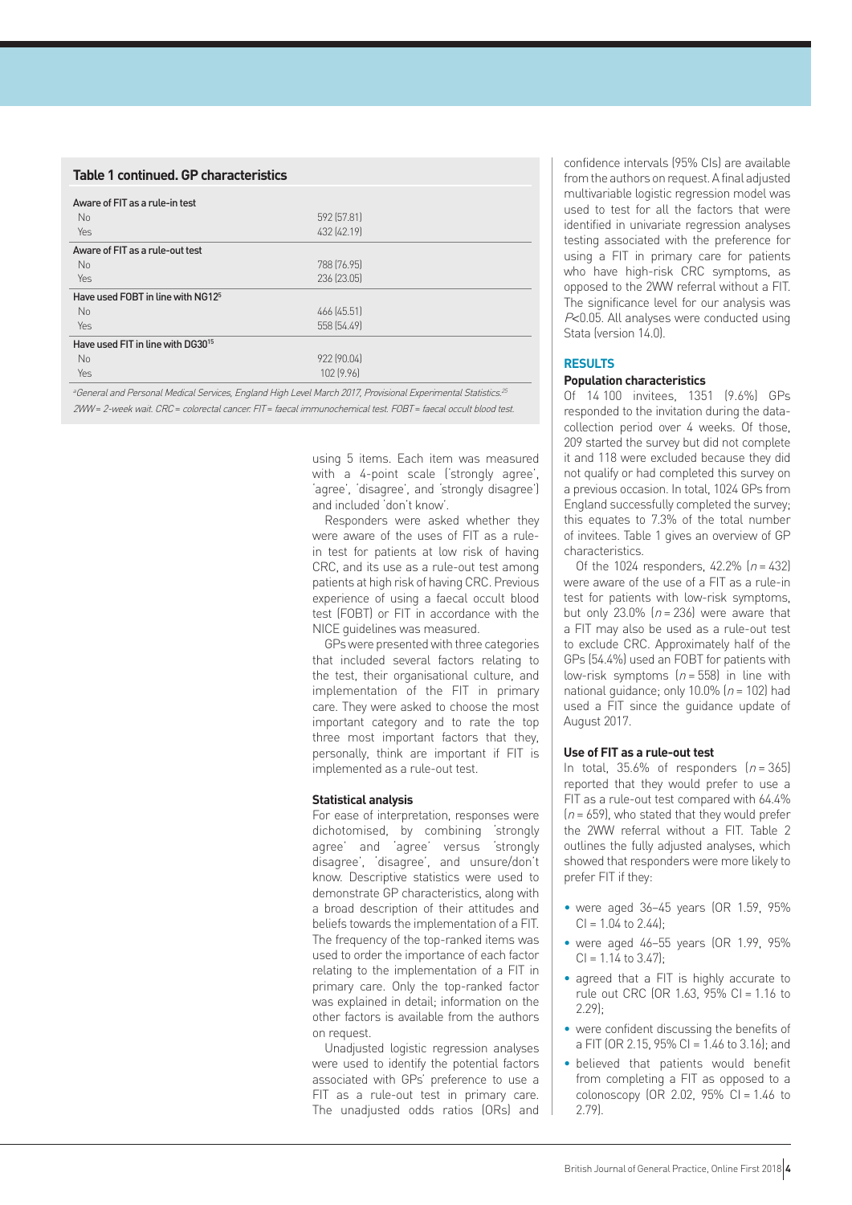**Table 1 continued. GP characteristics**

| | |
|---|---|
| **Aware of FIT as a rule-in test** | |
| No | 592 (57.81) |
| Yes | 432 (42.19) |
| **Aware of FIT as a rule-out test** | |
| No | 788 (76.95) |
| Yes | 236 (23.05) |
| **Have used FOBT in line with NG12[5]** | |
| No | 466 (45.51) |
| Yes | 558 (54.49) |
| **Have used FIT in line with DG30[15]** | |
| No | 922 (90.04) |
| Yes | 102 (9.96) |

[a]*General and Personal Medical Services, England High Level March 2017, Provisional Experimental Statistics.*[25] *2WW = 2-week wait. CRC = colorectal cancer. FIT = faecal immunochemical test. FOBT = faecal occult blood test.*

using 5 items. Each item was measured with a 4-point scale ('strongly agree', 'agree', 'disagree', and 'strongly disagree') and included 'don't know'.

Responders were asked whether they were aware of the uses of FIT as a rule-in test for patients at low risk of having CRC, and its use as a rule-out test among patients at high risk of having CRC. Previous experience of using a faecal occult blood test (FOBT) or FIT in accordance with the NICE guidelines was measured.

GPs were presented with three categories that included several factors relating to the test, their organisational culture, and implementation of the FIT in primary care. They were asked to choose the most important category and to rate the top three most important factors that they, personally, think are important if FIT is implemented as a rule-out test.

### Statistical analysis

For ease of interpretation, responses were dichotomised, by combining 'strongly agree' and 'agree' versus 'strongly disagree', 'disagree', and unsure/don't know. Descriptive statistics were used to demonstrate GP characteristics, along with a broad description of their attitudes and beliefs towards the implementation of a FIT. The frequency of the top-ranked items was used to order the importance of each factor relating to the implementation of a FIT in primary care. Only the top-ranked factor was explained in detail; information on the other factors is available from the authors on request.

Unadjusted logistic regression analyses were used to identify the potential factors associated with GPs' preference to use a FIT as a rule-out test in primary care. The unadjusted odds ratios (ORs) and confidence intervals (95% CIs) are available from the authors on request. A final adjusted multivariable logistic regression model was used to test for all the factors that were identified in univariate regression analyses testing associated with the preference for using a FIT in primary care for patients who have high-risk CRC symptoms, as opposed to the 2WW referral without a FIT. The significance level for our analysis was $P<0.05$. All analyses were conducted using Stata (version 14.0).

## RESULTS

### Population characteristics

Of 14 100 invitees, 1351 (9.6%) GPs responded to the invitation during the data-collection period over 4 weeks. Of those, 209 started the survey but did not complete it and 118 were excluded because they did not qualify or had completed this survey on a previous occasion. In total, 1024 GPs from England successfully completed the survey; this equates to 7.3% of the total number of invitees. Table 1 gives an overview of GP characteristics.

Of the 1024 responders, 42.2% ($n = 432$) were aware of the use of a FIT as a rule-in test for patients with low-risk symptoms, but only 23.0% ($n = 236$) were aware that a FIT may also be used as a rule-out test to exclude CRC. Approximately half of the GPs (54.4%) used an FOBT for patients with low-risk symptoms ($n = 558$) in line with national guidance; only 10.0% ($n = 102$) had used a FIT since the guidance update of August 2017.

### Use of FIT as a rule-out test

In total, 35.6% of responders ($n = 365$) reported that they would prefer to use a FIT as a rule-out test compared with 64.4% ($n = 659$), who stated that they would prefer the 2WW referral without a FIT. Table 2 outlines the fully adjusted analyses, which showed that responders were more likely to prefer FIT if they:

- were aged 36–45 years (OR 1.59, 95% CI = 1.04 to 2.44);
- were aged 46–55 years (OR 1.99, 95% CI = 1.14 to 3.47);
- agreed that a FIT is highly accurate to rule out CRC (OR 1.63, 95% CI = 1.16 to 2.29);
- were confident discussing the benefits of a FIT (OR 2.15, 95% CI = 1.46 to 3.16); and
- believed that patients would benefit from completing a FIT as opposed to a colonoscopy (OR 2.02, 95% CI = 1.46 to 2.79).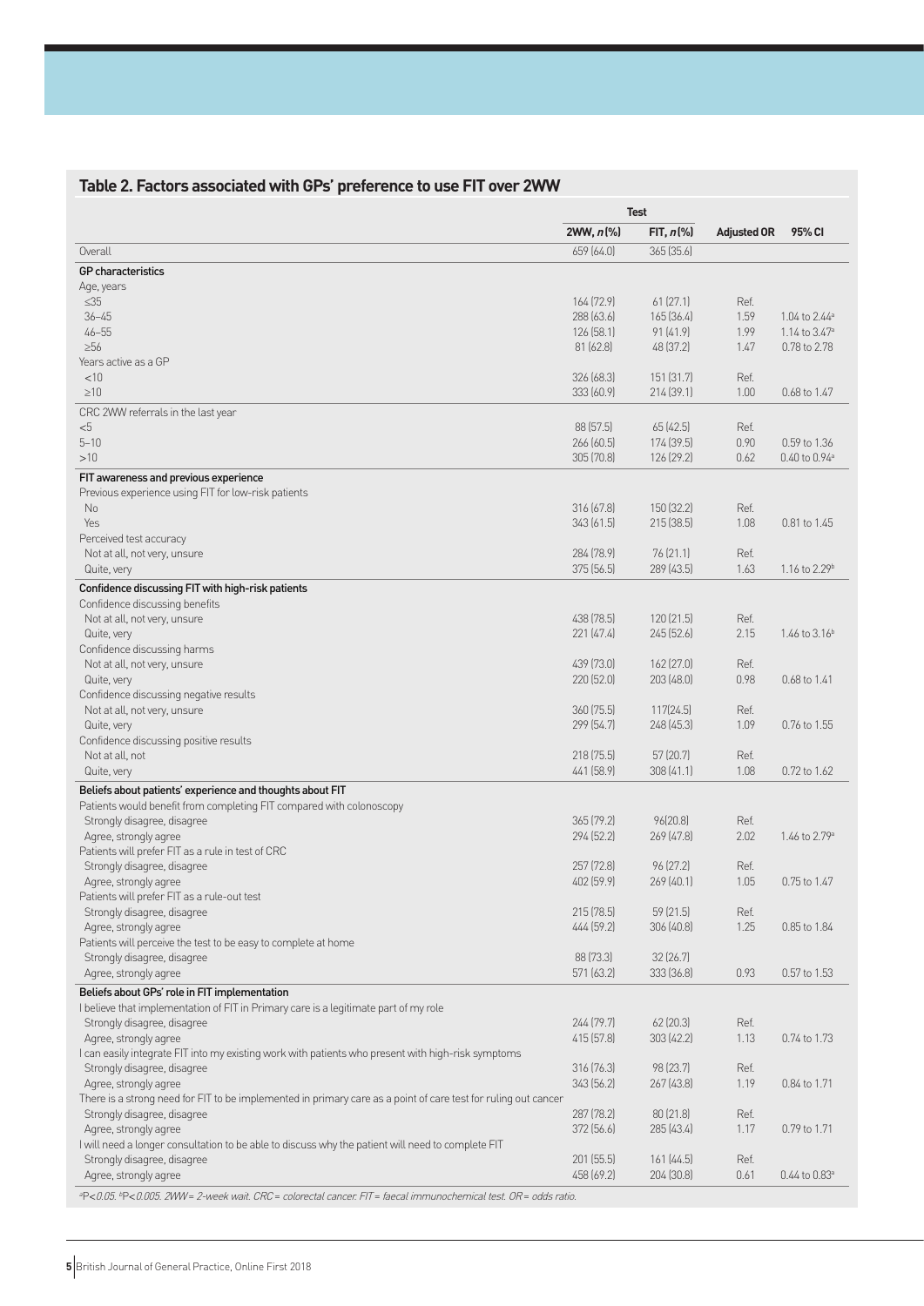## Table 2. Factors associated with GPs' preference to use FIT over 2WW

| | Test | | | |
|---|---|---|---|---|
| | 2WW, n (%) | FIT, n (%) | Adjusted OR | 95% CI |
| Overall | 659 (64.0) | 365 (35.6) | | |
| **GP characteristics** | | | | |
| Age, years | | | | |
| ≤35 | 164 (72.9) | 61 (27.1) | Ref. | |
| 36–45 | 288 (63.6) | 165 (36.4) | 1.59 | 1.04 to 2.44[a] |
| 46–55 | 126 (58.1) | 91 (41.9) | 1.99 | 1.14 to 3.47[a] |
| ≥56 | 81 (62.8) | 48 (37.2) | 1.47 | 0.78 to 2.78 |
| Years active as a GP | | | | |
| <10 | 326 (68.3) | 151 (31.7) | Ref. | |
| ≥10 | 333 (60.9) | 214 (39.1) | 1.00 | 0.68 to 1.47 |
| CRC 2WW referrals in the last year | | | | |
| <5 | 88 (57.5) | 65 (42.5) | Ref. | |
| 5–10 | 266 (60.5) | 174 (39.5) | 0.90 | 0.59 to 1.36 |
| >10 | 305 (70.8) | 126 (29.2) | 0.62 | 0.40 to 0.94[a] |
| **FIT awareness and previous experience** | | | | |
| Previous experience using FIT for low-risk patients | | | | |
| No | 316 (67.8) | 150 (32.2) | Ref. | |
| Yes | 343 (61.5) | 215 (38.5) | 1.08 | 0.81 to 1.45 |
| Perceived test accuracy | | | | |
| Not at all, not very, unsure | 284 (78.9) | 76 (21.1) | Ref. | |
| Quite, very | 375 (56.5) | 289 (43.5) | 1.63 | 1.16 to 2.29[b] |
| **Confidence discussing FIT with high-risk patients** | | | | |
| Confidence discussing benefits | | | | |
| Not at all, not very, unsure | 438 (78.5) | 120 (21.5) | Ref. | |
| Quite, very | 221 (47.4) | 245 (52.6) | 2.15 | 1.46 to 3.16[b] |
| Confidence discussing harms | | | | |
| Not at all, not very, unsure | 439 (73.0) | 162 (27.0) | Ref. | |
| Quite, very | 220 (52.0) | 203 (48.0) | 0.98 | 0.68 to 1.41 |
| Confidence discussing negative results | | | | |
| Not at all, not very, unsure | 360 (75.5) | 117(24.5) | Ref. | |
| Quite, very | 299 (54.7) | 248 (45.3) | 1.09 | 0.76 to 1.55 |
| Confidence discussing positive results | | | | |
| Not at all, not | 218 (75.5) | 57 (20.7) | Ref. | |
| Quite, very | 441 (58.9) | 308 (41.1) | 1.08 | 0.72 to 1.62 |
| **Beliefs about patients' experience and thoughts about FIT** | | | | |
| Patients would benefit from completing FIT compared with colonoscopy | | | | |
| Strongly disagree, disagree | 365 (79.2) | 96(20.8) | Ref. | |
| Agree, strongly agree | 294 (52.2) | 269 (47.8) | 2.02 | 1.46 to 2.79[a] |
| Patients will prefer FIT as a rule in test of CRC | | | | |
| Strongly disagree, disagree | 257 (72.8) | 96 (27.2) | Ref. | |
| Agree, strongly agree | 402 (59.9) | 269 (40.1) | 1.05 | 0.75 to 1.47 |
| Patients will prefer FIT as a rule-out test | | | | |
| Strongly disagree, disagree | 215 (78.5) | 59 (21.5) | Ref. | |
| Agree, strongly agree | 444 (59.2) | 306 (40.8) | 1.25 | 0.85 to 1.84 |
| Patients will perceive the test to be easy to complete at home | | | | |
| Strongly disagree, disagree | 88 (73.3) | 32 (26.7) | | |
| Agree, strongly agree | 571 (63.2) | 333 (36.8) | 0.93 | 0.57 to 1.53 |
| **Beliefs about GPs' role in FIT implementation** | | | | |
| I believe that implementation of FIT in Primary care is a legitimate part of my role | | | | |
| Strongly disagree, disagree | 244 (79.7) | 62 (20.3) | Ref. | |
| Agree, strongly agree | 415 (57.8) | 303 (42.2) | 1.13 | 0.74 to 1.73 |
| I can easily integrate FIT into my existing work with patients who present with high-risk symptoms | | | | |
| Strongly disagree, disagree | 316 (76.3) | 98 (23.7) | Ref. | |
| Agree, strongly agree | 343 (56.2) | 267 (43.8) | 1.19 | 0.84 to 1.71 |
| There is a strong need for FIT to be implemented in primary care as a point of care test for ruling out cancer | | | | |
| Strongly disagree, disagree | 287 (78.2) | 80 (21.8) | Ref. | |
| Agree, strongly agree | 372 (56.6) | 285 (43.4) | 1.17 | 0.79 to 1.71 |
| I will need a longer consultation to be able to discuss why the patient will need to complete FIT | | | | |
| Strongly disagree, disagree | 201 (55.5) | 161 (44.5) | Ref. | |
| Agree, strongly agree | 458 (69.2) | 204 (30.8) | 0.61 | 0.44 to 0.83[a] |

[a]$P<0.05$. [b]$P<0.005$. 2WW = 2-week wait. CRC = colorectal cancer. FIT = faecal immunochemical test. OR = odds ratio.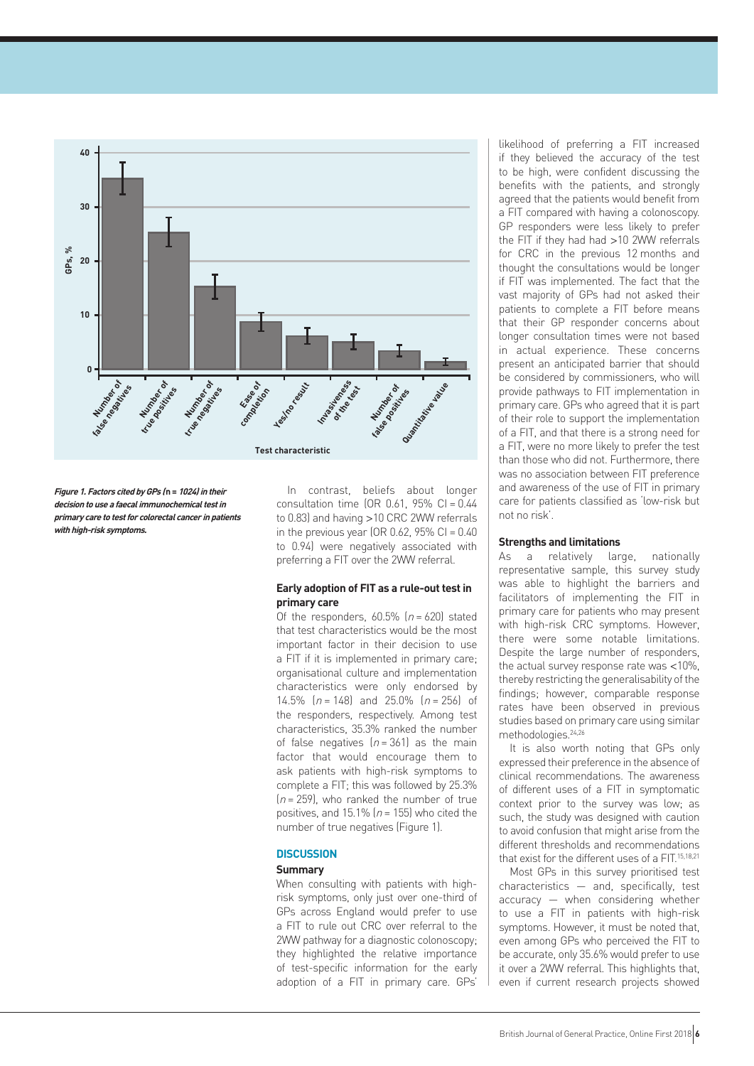40

30

GPs, %

20

10

0

Number of false negatives

Number of true positives

Number of true negatives

Ease of completion

Yes/no result

Invasiveness of the test

Number of false positives

Quantitative value

Test characteristic

***Figure 1. Factors cited by GPs (n = 1024) in their decision to use a faecal immunochemical test in primary care to test for colorectal cancer in patients with high-risk symptoms.***

In contrast, beliefs about longer consultation time (OR 0.61, 95% CI = 0.44 to 0.83) and having >10 CRC 2WW referrals in the previous year (OR 0.62, 95% CI = 0.40 to 0.94) were negatively associated with preferring a FIT over the 2WW referral.

### Early adoption of FIT as a rule-out test in primary care

Of the responders, 60.5% (*n* = 620) stated that test characteristics would be the most important factor in their decision to use a FIT if it is implemented in primary care; organisational culture and implementation characteristics were only endorsed by 14.5% (*n* = 148) and 25.0% (*n* = 256) of the responders, respectively. Among test characteristics, 35.3% ranked the number of false negatives (*n* = 361) as the main factor that would encourage them to ask patients with high-risk symptoms to complete a FIT; this was followed by 25.3% (*n* = 259), who ranked the number of true positives, and 15.1% (*n* = 155) who cited the number of true negatives (Figure 1).

## DISCUSSION

### Summary

When consulting with patients with high-risk symptoms, only just over one-third of GPs across England would prefer to use a FIT to rule out CRC over referral to the 2WW pathway for a diagnostic colonoscopy; they highlighted the relative importance of test-specific information for the early adoption of a FIT in primary care. GPs' likelihood of preferring a FIT increased if they believed the accuracy of the test to be high, were confident discussing the benefits with the patients, and strongly agreed that the patients would benefit from a FIT compared with having a colonoscopy. GP responders were less likely to prefer the FIT if they had had >10 2WW referrals for CRC in the previous 12 months and thought the consultations would be longer if FIT was implemented. The fact that the vast majority of GPs had not asked their patients to complete a FIT before means that their GP responder concerns about longer consultation times were not based in actual experience. These concerns present an anticipated barrier that should be considered by commissioners, who will provide pathways to FIT implementation in primary care. GPs who agreed that it is part of their role to support the implementation of a FIT, and that there is a strong need for a FIT, were no more likely to prefer the test than those who did not. Furthermore, there was no association between FIT preference and awareness of the use of FIT in primary care for patients classified as 'low-risk but not no risk'.

### Strengths and limitations

As a relatively large, nationally representative sample, this survey study was able to highlight the barriers and facilitators of implementing the FIT in primary care for patients who may present with high-risk CRC symptoms. However, there were some notable limitations. Despite the large number of responders, the actual survey response rate was <10%, thereby restricting the generalisability of the findings; however, comparable response rates have been observed in previous studies based on primary care using similar methodologies.[24,26]

It is also worth noting that GPs only expressed their preference in the absence of clinical recommendations. The awareness of different uses of a FIT in symptomatic context prior to the survey was low; as such, the study was designed with caution to avoid confusion that might arise from the different thresholds and recommendations that exist for the different uses of a FIT.[15,18,21]

Most GPs in this survey prioritised test characteristics — and, specifically, test accuracy — when considering whether to use a FIT in patients with high-risk symptoms. However, it must be noted that, even among GPs who perceived the FIT to be accurate, only 35.6% would prefer to use it over a 2WW referral. This highlights that, even if current research projects showed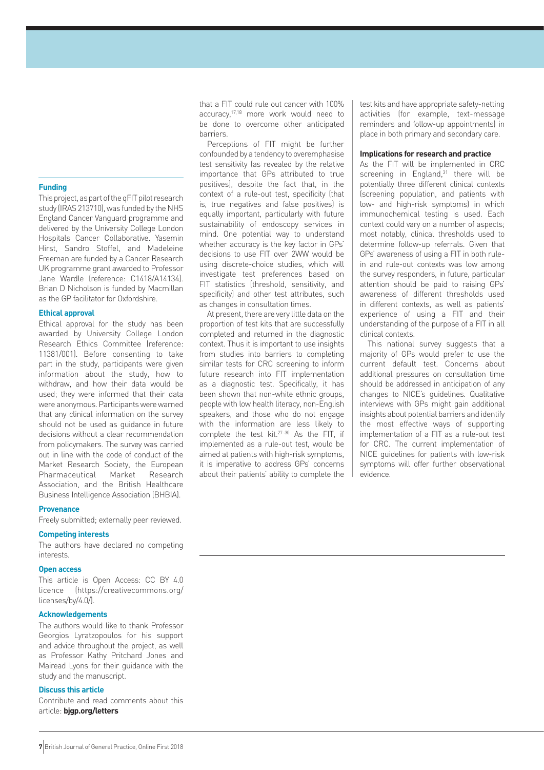that a FIT could rule out cancer with 100% accuracy,[17,18] more work would need to be done to overcome other anticipated barriers.

Perceptions of FIT might be further confounded by a tendency to overemphasise test sensitivity (as revealed by the relative importance that GPs attributed to true positives), despite the fact that, in the context of a rule-out test, specificity (that is, true negatives and false positives) is equally important, particularly with future sustainability of endoscopy services in mind. One potential way to understand whether accuracy is the key factor in GPs' decisions to use FIT over 2WW would be using discrete-choice studies, which will investigate test preferences based on FIT statistics (threshold, sensitivity, and specificity) and other test attributes, such as changes in consultation times.

At present, there are very little data on the proportion of test kits that are successfully completed and returned in the diagnostic context. Thus it is important to use insights from studies into barriers to completing similar tests for CRC screening to inform future research into FIT implementation as a diagnostic test. Specifically, it has been shown that non-white ethnic groups, people with low health literacy, non-English speakers, and those who do not engage with the information are less likely to complete the test kit.[27–30] As the FIT, if implemented as a rule-out test, would be aimed at patients with high-risk symptoms, it is imperative to address GPs' concerns about their patients' ability to complete the test kits and have appropriate safety-netting activities (for example, text-message reminders and follow-up appointments) in place in both primary and secondary care.

### Implications for research and practice

As the FIT will be implemented in CRC screening in England,[31] there will be potentially three different clinical contexts (screening population, and patients with low- and high-risk symptoms) in which immunochemical testing is used. Each context could vary on a number of aspects; most notably, clinical thresholds used to determine follow-up referrals. Given that GPs' awareness of using a FIT in both rule-in and rule-out contexts was low among the survey responders, in future, particular attention should be paid to raising GPs' awareness of different thresholds used in different contexts, as well as patients' experience of using a FIT and their understanding of the purpose of a FIT in all clinical contexts.

This national survey suggests that a majority of GPs would prefer to use the current default test. Concerns about additional pressures on consultation time should be addressed in anticipation of any changes to NICE's guidelines. Qualitative interviews with GPs might gain additional insights about potential barriers and identify the most effective ways of supporting implementation of a FIT as a rule-out test for CRC. The current implementation of NICE guidelines for patients with low-risk symptoms will offer further observational evidence.

#### Funding

This project, as part of the qFIT pilot research study (IRAS 213710), was funded by the NHS England Cancer Vanguard programme and delivered by the University College London Hospitals Cancer Collaborative. Yasemin Hirst, Sandro Stoffel, and Madeleine Freeman are funded by a Cancer Research UK programme grant awarded to Professor Jane Wardle (reference: C1418/A14134). Brian D Nicholson is funded by Macmillan as the GP facilitator for Oxfordshire.

#### Ethical approval

Ethical approval for the study has been awarded by University College London Research Ethics Committee (reference: 11381/001). Before consenting to take part in the study, participants were given information about the study, how to withdraw, and how their data would be used; they were informed that their data were anonymous. Participants were warned that any clinical information on the survey should not be used as guidance in future decisions without a clear recommendation from policymakers. The survey was carried out in line with the code of conduct of the Market Research Society, the European Pharmaceutical Market Research Association, and the British Healthcare Business Intelligence Association (BHBIA).

#### Provenance

Freely submitted; externally peer reviewed.

#### Competing interests

The authors have declared no competing interests.

#### Open access

This article is Open Access: CC BY 4.0 licence (https://creativecommons.org/licenses/by/4.0/).

#### Acknowledgements

The authors would like to thank Professor Georgios Lyratzopoulos for his support and advice throughout the project, as well as Professor Kathy Pritchard Jones and Mairead Lyons for their guidance with the study and the manuscript.

#### Discuss this article

Contribute and read comments about this article: **bjgp.org/letters**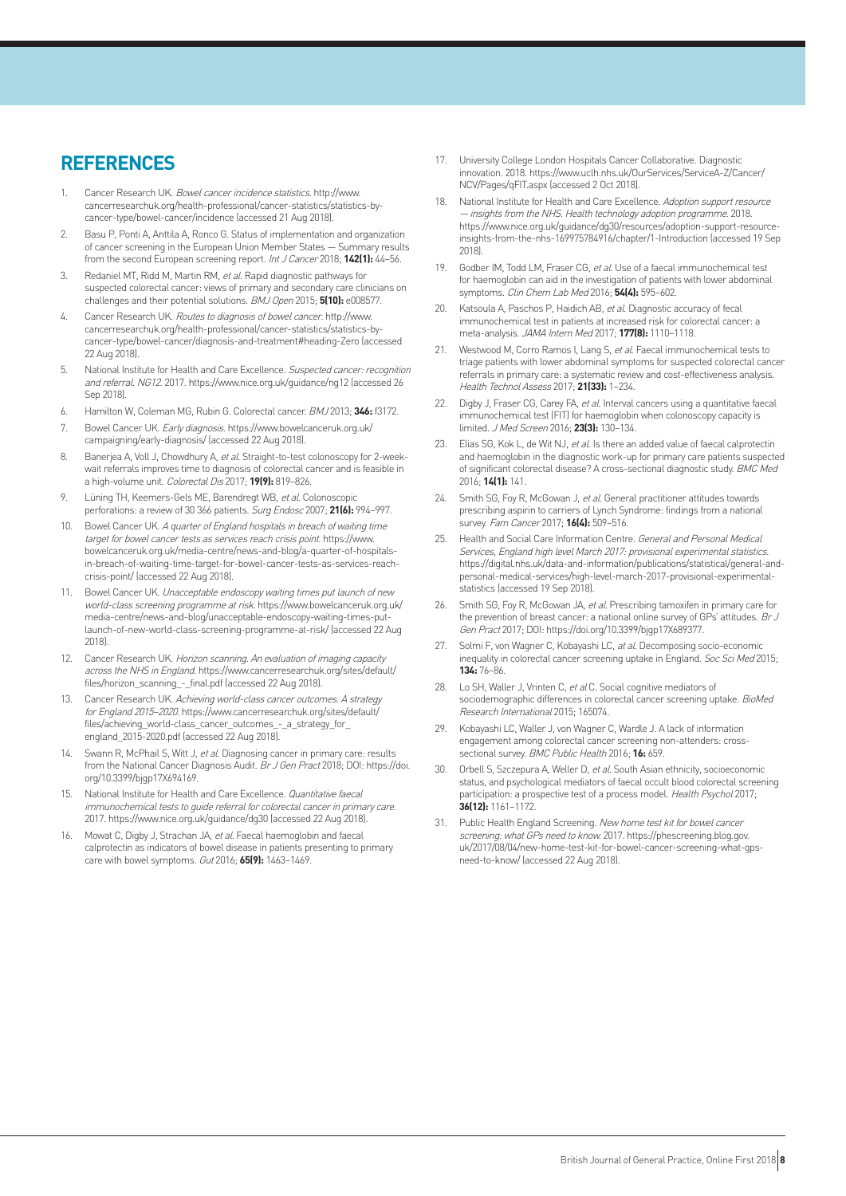## REFERENCES

1. Cancer Research UK. *Bowel cancer incidence statistics*. http://www.cancerresearchuk.org/health-professional/cancer-statistics/statistics-by-cancer-type/bowel-cancer/incidence (accessed 21 Aug 2018).
2. Basu P, Ponti A, Anttila A, Ronco G. Status of implementation and organization of cancer screening in the European Union Member States — Summary results from the second European screening report. *Int J Cancer* 2018; **142(1):** 44–56.
3. Redaniel MT, Ridd M, Martin RM, *et al*. Rapid diagnostic pathways for suspected colorectal cancer: views of primary and secondary care clinicians on challenges and their potential solutions. *BMJ Open* 2015; **5(10):** e008577.
4. Cancer Research UK. *Routes to diagnosis of bowel cancer*. http://www.cancerresearchuk.org/health-professional/cancer-statistics/statistics-by-cancer-type/bowel-cancer/diagnosis-and-treatment#heading-Zero (accessed 22 Aug 2018).
5. National Institute for Health and Care Excellence. *Suspected cancer: recognition and referral. NG12*. 2017. https://www.nice.org.uk/guidance/ng12 (accessed 26 Sep 2018).
6. Hamilton W, Coleman MG, Rubin G. Colorectal cancer. *BMJ* 2013; **346:** f3172.
7. Bowel Cancer UK. *Early diagnosis*. https://www.bowelcanceruk.org.uk/campaigning/early-diagnosis/ (accessed 22 Aug 2018).
8. Banerjea A, Voll J, Chowdhury A, *et al*. Straight-to-test colonoscopy for 2-week-wait referrals improves time to diagnosis of colorectal cancer and is feasible in a high-volume unit. *Colorectal Dis* 2017; **19(9):** 819–826.
9. Lüning TH, Keemers-Gels ME, Barendregt WB, *et al*. Colonoscopic perforations: a review of 30 366 patients. *Surg Endosc* 2007; **21(6):** 994–997.
10. Bowel Cancer UK. *A quarter of England hospitals in breach of waiting time target for bowel cancer tests as services reach crisis point*. https://www.bowelcanceruk.org.uk/media-centre/news-and-blog/a-quarter-of-hospitals-in-breach-of-waiting-time-target-for-bowel-cancer-tests-as-services-reach-crisis-point/ (accessed 22 Aug 2018).
11. Bowel Cancer UK. *Unacceptable endoscopy waiting times put launch of new world-class screening programme at risk*. https://www.bowelcanceruk.org.uk/media-centre/news-and-blog/unacceptable-endoscopy-waiting-times-put-launch-of-new-world-class-screening-programme-at-risk/ (accessed 22 Aug 2018).
12. Cancer Research UK. *Horizon scanning. An evaluation of imaging capacity across the NHS in England*. https://www.cancerresearchuk.org/sites/default/files/horizon_scanning_-_final.pdf (accessed 22 Aug 2018).
13. Cancer Research UK. *Achieving world-class cancer outcomes. A strategy for England 2015–2020*. https://www.cancerresearchuk.org/sites/default/files/achieving_world-class_cancer_outcomes_-_a_strategy_for_england_2015-2020.pdf (accessed 22 Aug 2018).
14. Swann R, McPhail S, Witt J, *et al*. Diagnosing cancer in primary care: results from the National Cancer Diagnosis Audit. *Br J Gen Pract* 2018; DOI: https://doi.org/10.3399/bjgp17X694169.
15. National Institute for Health and Care Excellence. *Quantitative faecal immunochemical tests to guide referral for colorectal cancer in primary care*. 2017. https://www.nice.org.uk/guidance/dg30 (accessed 22 Aug 2018).
16. Mowat C, Digby J, Strachan JA, *et al*. Faecal haemoglobin and faecal calprotectin as indicators of bowel disease in patients presenting to primary care with bowel symptoms. *Gut* 2016; **65(9):** 1463–1469.
17. University College London Hospitals Cancer Collaborative. Diagnostic innovation. 2018. https://www.uclh.nhs.uk/OurServices/ServiceA-Z/Cancer/NCV/Pages/qFIT.aspx (accessed 2 Oct 2018).
18. National Institute for Health and Care Excellence. *Adoption support resource — insights from the NHS. Health technology adoption programme*. 2018. https://www.nice.org.uk/guidance/dg30/resources/adoption-support-resource-insights-from-the-nhs-169975784916/chapter/1-Introduction (accessed 19 Sep 2018).
19. Godber IM, Todd LM, Fraser CG, *et al*. Use of a faecal immunochemical test for haemoglobin can aid in the investigation of patients with lower abdominal symptoms. *Clin Chem Lab Med* 2016; **54(4):** 595–602.
20. Katsoula A, Paschos P, Haidich AB, *et al*. Diagnostic accuracy of fecal immunochemical test in patients at increased risk for colorectal cancer: a meta-analysis. *JAMA Intern Med* 2017; **177(8):** 1110–1118.
21. Westwood M, Corro Ramos I, Lang S, *et al*. Faecal immunochemical tests to triage patients with lower abdominal symptoms for suspected colorectal cancer referrals in primary care: a systematic review and cost-effectiveness analysis. *Health Technol Assess* 2017; **21(33):** 1–234.
22. Digby J, Fraser CG, Carey FA, *et al*. Interval cancers using a quantitative faecal immunochemical test (FIT) for haemoglobin when colonoscopy capacity is limited. *J Med Screen* 2016; **23(3):** 130–134.
23. Elias SG, Kok L, de Wit NJ, *et al*. Is there an added value of faecal calprotectin and haemoglobin in the diagnostic work-up for primary care patients suspected of significant colorectal disease? A cross-sectional diagnostic study. *BMC Med* 2016; **14(1):** 141.
24. Smith SG, Foy R, McGowan J, *et al*. General practitioner attitudes towards prescribing aspirin to carriers of Lynch Syndrome: findings from a national survey. *Fam Cancer* 2017; **16(4):** 509–516.
25. Health and Social Care Information Centre. *General and Personal Medical Services, England high level March 2017: provisional experimental statistics*. https://digital.nhs.uk/data-and-information/publications/statistical/general-and-personal-medical-services/high-level-march-2017-provisional-experimental-statistics (accessed 19 Sep 2018).
26. Smith SG, Foy R, McGowan JA, *et al*. Prescribing tamoxifen in primary care for the prevention of breast cancer: a national online survey of GPs' attitudes. *Br J Gen Pract* 2017; DOI: https://doi.org/10.3399/bjgp17X689377.
27. Solmi F, von Wagner C, Kobayashi LC, *at al*. Decomposing socio-economic inequality in colorectal cancer screening uptake in England. *Soc Sci Med* 2015; **134:** 76–86.
28. Lo SH, Waller J, Vrinten C, *et al* C. Social cognitive mediators of sociodemographic differences in colorectal cancer screening uptake. *BioMed Research International* 2015; 165074.
29. Kobayashi LC, Waller J, von Wagner C, Wardle J. A lack of information engagement among colorectal cancer screening non-attenders: cross-sectional survey. *BMC Public Health* 2016; **16:** 659.
30. Orbell S, Szczepura A, Weller D, *et al*. South Asian ethnicity, socioeconomic status, and psychological mediators of faecal occult blood colorectal screening participation: a prospective test of a process model. *Health Psychol* 2017; **36(12):** 1161–1172.
31. Public Health England Screening. *New home test kit for bowel cancer screening: what GPs need to know*. 2017. https://phescreening.blog.gov.uk/2017/08/04/new-home-test-kit-for-bowel-cancer-screening-what-gps-need-to-know/ (accessed 22 Aug 2018).